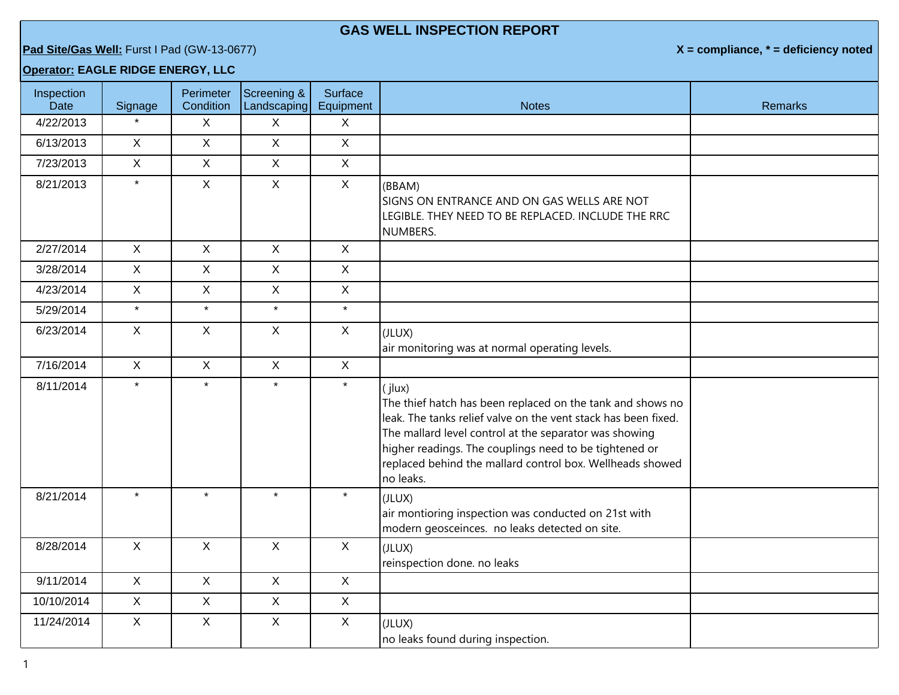# GAS WELL INSPECTION REPORT

**Pad Site/Gas Well:** Furst I Pad (GW-13-0677)

**X = compliance, * = deficiency noted**

**Operator: EAGLE RIDGE ENERGY, LLC**

| Inspection Date | Signage | Perimeter Condition | Screening & Landscaping | Surface Equipment | Notes | Remarks |
|---|---|---|---|---|---|---|
| 4/22/2013 | * | X | X | X | | |
| 6/13/2013 | X | X | X | X | | |
| 7/23/2013 | X | X | X | X | | |
| 8/21/2013 | * | X | X | X | (BBAM)<br>SIGNS ON ENTRANCE AND ON GAS WELLS ARE NOT LEGIBLE. THEY NEED TO BE REPLACED. INCLUDE THE RRC NUMBERS. | |
| 2/27/2014 | X | X | X | X | | |
| 3/28/2014 | X | X | X | X | | |
| 4/23/2014 | X | X | X | X | | |
| 5/29/2014 | * | * | * | * | | |
| 6/23/2014 | X | X | X | X | (JLUX)<br>air monitoring was at normal operating levels. | |
| 7/16/2014 | X | X | X | X | | |
| 8/11/2014 | * | * | * | * | ( jlux)<br>The thief hatch has been replaced on the tank and shows no leak. The tanks relief valve on the vent stack has been fixed. The mallard level control at the separator was showing higher readings. The couplings need to be tightened or replaced behind the mallard control box. Wellheads showed no leaks. | |
| 8/21/2014 | * | * | * | * | (JLUX)<br>air montioring inspection was conducted on 21st with modern geosceinces. no leaks detected on site. | |
| 8/28/2014 | X | X | X | X | (JLUX)<br>reinspection done. no leaks | |
| 9/11/2014 | X | X | X | X | | |
| 10/10/2014 | X | X | X | X | | |
| 11/24/2014 | X | X | X | X | (JLUX)<br>no leaks found during inspection. | |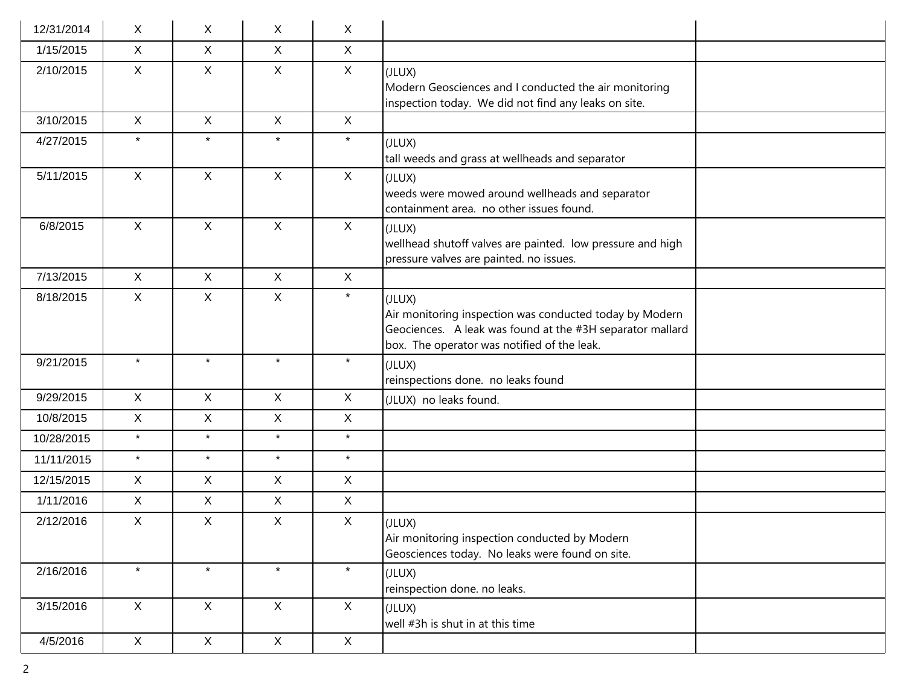| | | | | | | |
|---|---|---|---|---|---|---|
| 12/31/2014 | X | X | X | X | | |
| 1/15/2015 | X | X | X | X | | |
| 2/10/2015 | X | X | X | X | (JLUX)<br>Modern Geosciences and I conducted the air monitoring inspection today. We did not find any leaks on site. | |
| 3/10/2015 | X | X | X | X | | |
| 4/27/2015 | * | * | * | * | (JLUX)<br>tall weeds and grass at wellheads and separator | |
| 5/11/2015 | X | X | X | X | (JLUX)<br>weeds were mowed around wellheads and separator containment area. no other issues found. | |
| 6/8/2015 | X | X | X | X | (JLUX)<br>wellhead shutoff valves are painted. low pressure and high pressure valves are painted. no issues. | |
| 7/13/2015 | X | X | X | X | | |
| 8/18/2015 | X | X | X | * | (JLUX)<br>Air monitoring inspection was conducted today by Modern Geociences. A leak was found at the #3H separator mallard box. The operator was notified of the leak. | |
| 9/21/2015 | * | * | * | * | (JLUX)<br>reinspections done. no leaks found | |
| 9/29/2015 | X | X | X | X | (JLUX) no leaks found. | |
| 10/8/2015 | X | X | X | X | | |
| 10/28/2015 | * | * | * | * | | |
| 11/11/2015 | * | * | * | * | | |
| 12/15/2015 | X | X | X | X | | |
| 1/11/2016 | X | X | X | X | | |
| 2/12/2016 | X | X | X | X | (JLUX)<br>Air monitoring inspection conducted by Modern Geosciences today. No leaks were found on site. | |
| 2/16/2016 | * | * | * | * | (JLUX)<br>reinspection done. no leaks. | |
| 3/15/2016 | X | X | X | X | (JLUX)<br>well #3h is shut in at this time | |
| 4/5/2016 | X | X | X | X | | |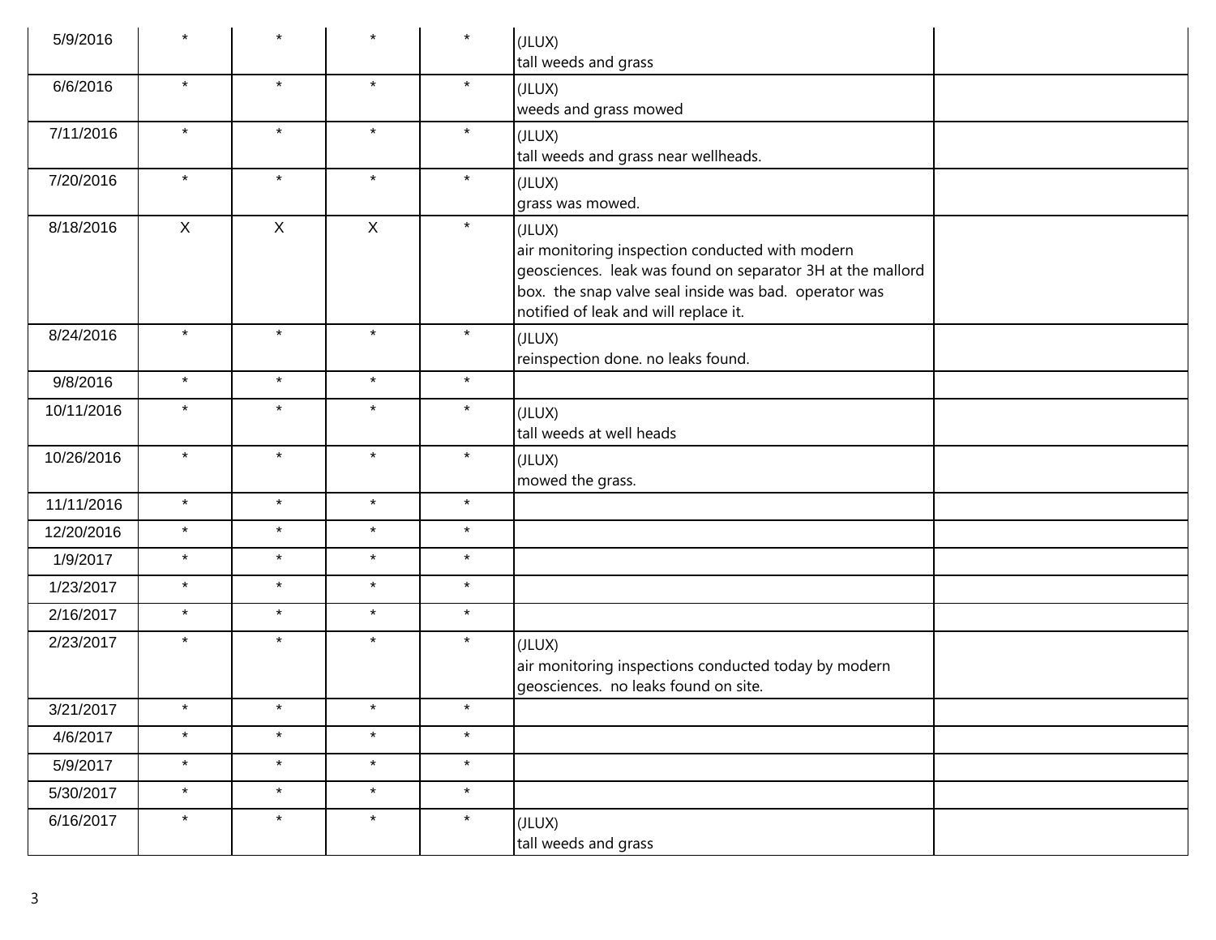| | | | | | | |
|---|---|---|---|---|---|---|
| 5/9/2016 | * | * | * | * | (JLUX)<br>tall weeds and grass | |
| 6/6/2016 | * | * | * | * | (JLUX)<br>weeds and grass mowed | |
| 7/11/2016 | * | * | * | * | (JLUX)<br>tall weeds and grass near wellheads. | |
| 7/20/2016 | * | * | * | * | (JLUX)<br>grass was mowed. | |
| 8/18/2016 | X | X | X | * | (JLUX)<br>air monitoring inspection conducted with modern geosciences. leak was found on separator 3H at the mallord box. the snap valve seal inside was bad. operator was notified of leak and will replace it. | |
| 8/24/2016 | * | * | * | * | (JLUX)<br>reinspection done. no leaks found. | |
| 9/8/2016 | * | * | * | * | | |
| 10/11/2016 | * | * | * | * | (JLUX)<br>tall weeds at well heads | |
| 10/26/2016 | * | * | * | * | (JLUX)<br>mowed the grass. | |
| 11/11/2016 | * | * | * | * | | |
| 12/20/2016 | * | * | * | * | | |
| 1/9/2017 | * | * | * | * | | |
| 1/23/2017 | * | * | * | * | | |
| 2/16/2017 | * | * | * | * | | |
| 2/23/2017 | * | * | * | * | (JLUX)<br>air monitoring inspections conducted today by modern geosciences. no leaks found on site. | |
| 3/21/2017 | * | * | * | * | | |
| 4/6/2017 | * | * | * | * | | |
| 5/9/2017 | * | * | * | * | | |
| 5/30/2017 | * | * | * | * | | |
| 6/16/2017 | * | * | * | * | (JLUX)<br>tall weeds and grass | |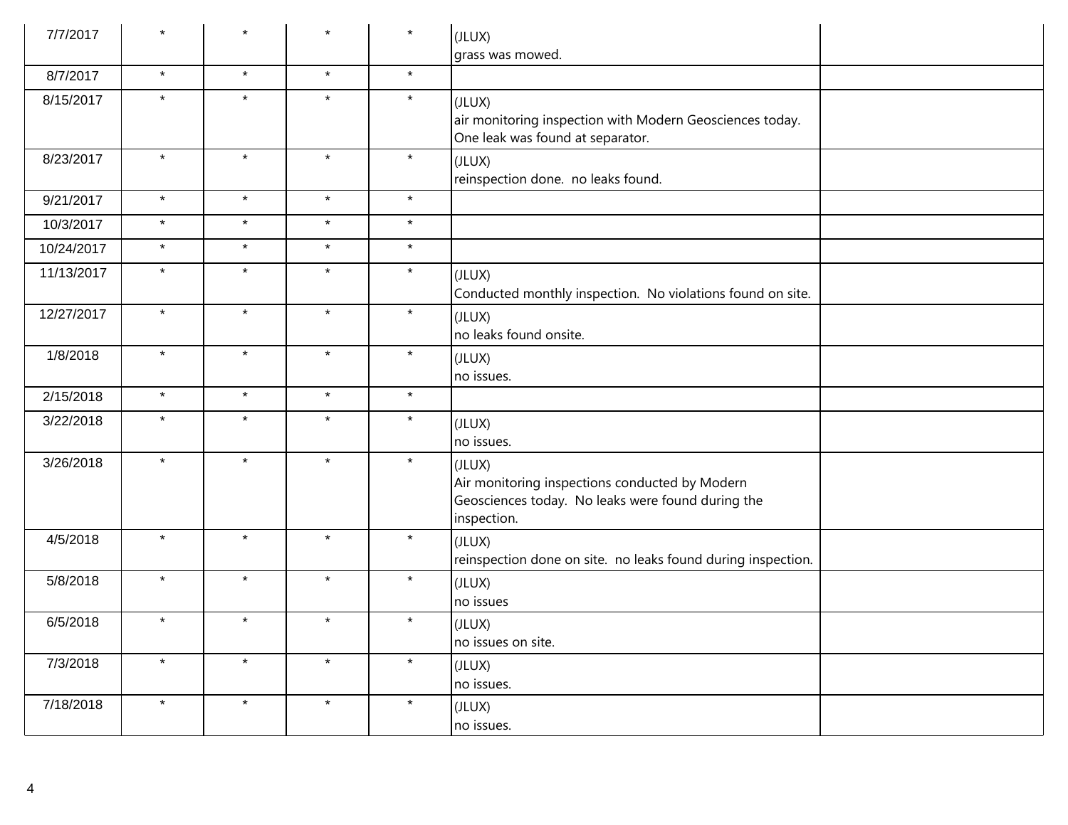| | | | | | | |
|---|---|---|---|---|---|---|
| 7/7/2017 | * | * | * | * | (JLUX)<br>grass was mowed. | |
| 8/7/2017 | * | * | * | * | | |
| 8/15/2017 | * | * | * | * | (JLUX)<br>air monitoring inspection with Modern Geosciences today. One leak was found at separator. | |
| 8/23/2017 | * | * | * | * | (JLUX)<br>reinspection done. no leaks found. | |
| 9/21/2017 | * | * | * | * | | |
| 10/3/2017 | * | * | * | * | | |
| 10/24/2017 | * | * | * | * | | |
| 11/13/2017 | * | * | * | * | (JLUX)<br>Conducted monthly inspection. No violations found on site. | |
| 12/27/2017 | * | * | * | * | (JLUX)<br>no leaks found onsite. | |
| 1/8/2018 | * | * | * | * | (JLUX)<br>no issues. | |
| 2/15/2018 | * | * | * | * | | |
| 3/22/2018 | * | * | * | * | (JLUX)<br>no issues. | |
| 3/26/2018 | * | * | * | * | (JLUX)<br>Air monitoring inspections conducted by Modern Geosciences today. No leaks were found during the inspection. | |
| 4/5/2018 | * | * | * | * | (JLUX)<br>reinspection done on site. no leaks found during inspection. | |
| 5/8/2018 | * | * | * | * | (JLUX)<br>no issues | |
| 6/5/2018 | * | * | * | * | (JLUX)<br>no issues on site. | |
| 7/3/2018 | * | * | * | * | (JLUX)<br>no issues. | |
| 7/18/2018 | * | * | * | * | (JLUX)<br>no issues. | |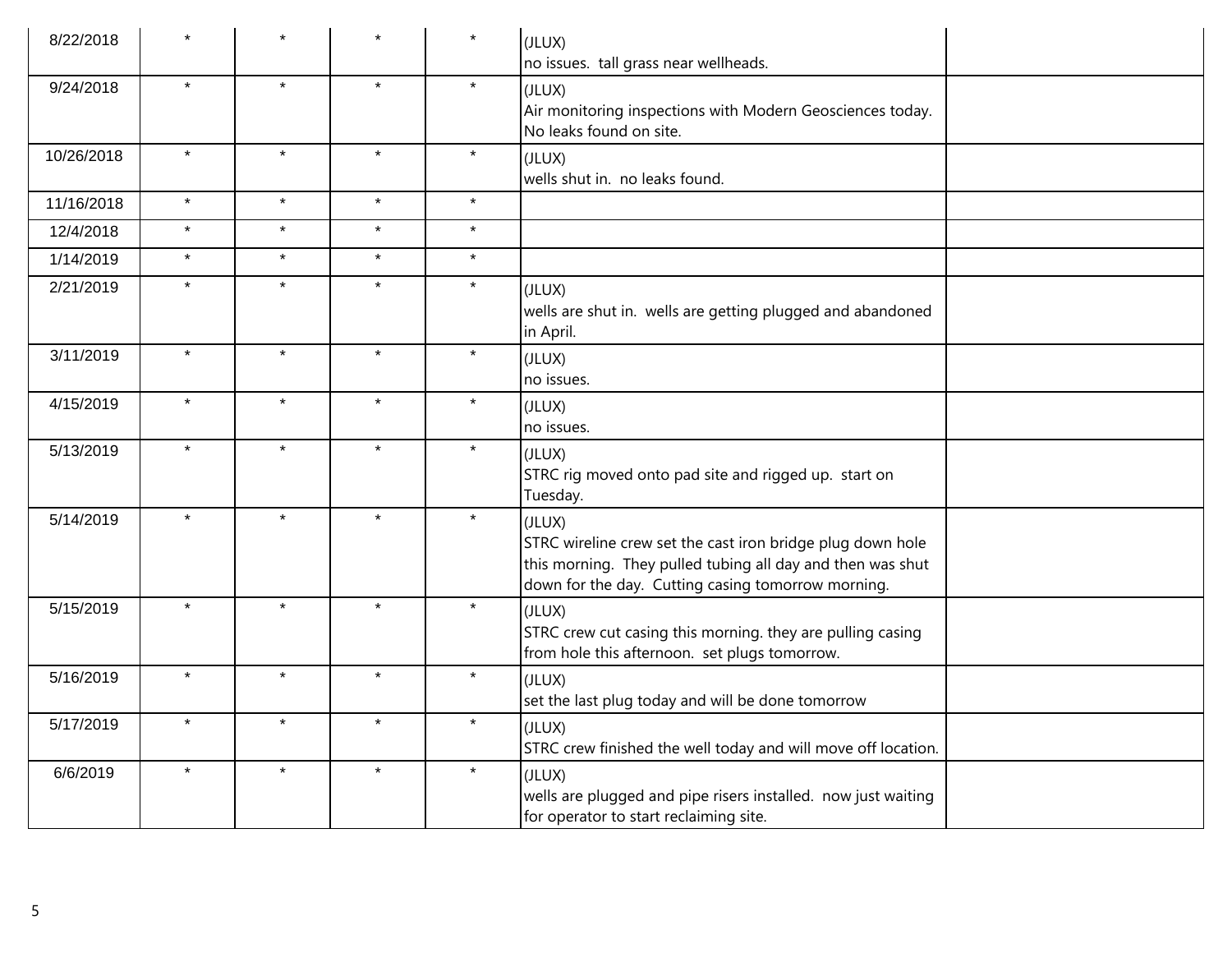| | | | | | | |
|---|---|---|---|---|---|---|
| 8/22/2018 | * | * | * | * | (JLUX)<br>no issues.  tall grass near wellheads. | |
| 9/24/2018 | * | * | * | * | (JLUX)<br>Air monitoring inspections with Modern Geosciences today. No leaks found on site. | |
| 10/26/2018 | * | * | * | * | (JLUX)<br>wells shut in.  no leaks found. | |
| 11/16/2018 | * | * | * | * | | |
| 12/4/2018 | * | * | * | * | | |
| 1/14/2019 | * | * | * | * | | |
| 2/21/2019 | * | * | * | * | (JLUX)<br>wells are shut in.  wells are getting plugged and abandoned in April. | |
| 3/11/2019 | * | * | * | * | (JLUX)<br>no issues. | |
| 4/15/2019 | * | * | * | * | (JLUX)<br>no issues. | |
| 5/13/2019 | * | * | * | * | (JLUX)<br>STRC rig moved onto pad site and rigged up.  start on Tuesday. | |
| 5/14/2019 | * | * | * | * | (JLUX)<br>STRC wireline crew set the cast iron bridge plug down hole this morning.  They pulled tubing all day and then was shut down for the day.  Cutting casing tomorrow morning. | |
| 5/15/2019 | * | * | * | * | (JLUX)<br>STRC crew cut casing this morning. they are pulling casing from hole this afternoon.  set plugs tomorrow. | |
| 5/16/2019 | * | * | * | * | (JLUX)<br>set the last plug today and will be done tomorrow | |
| 5/17/2019 | * | * | * | * | (JLUX)<br>STRC crew finished the well today and will move off location. | |
| 6/6/2019 | * | * | * | * | (JLUX)<br>wells are plugged and pipe risers installed.  now just waiting for operator to start reclaiming site. | |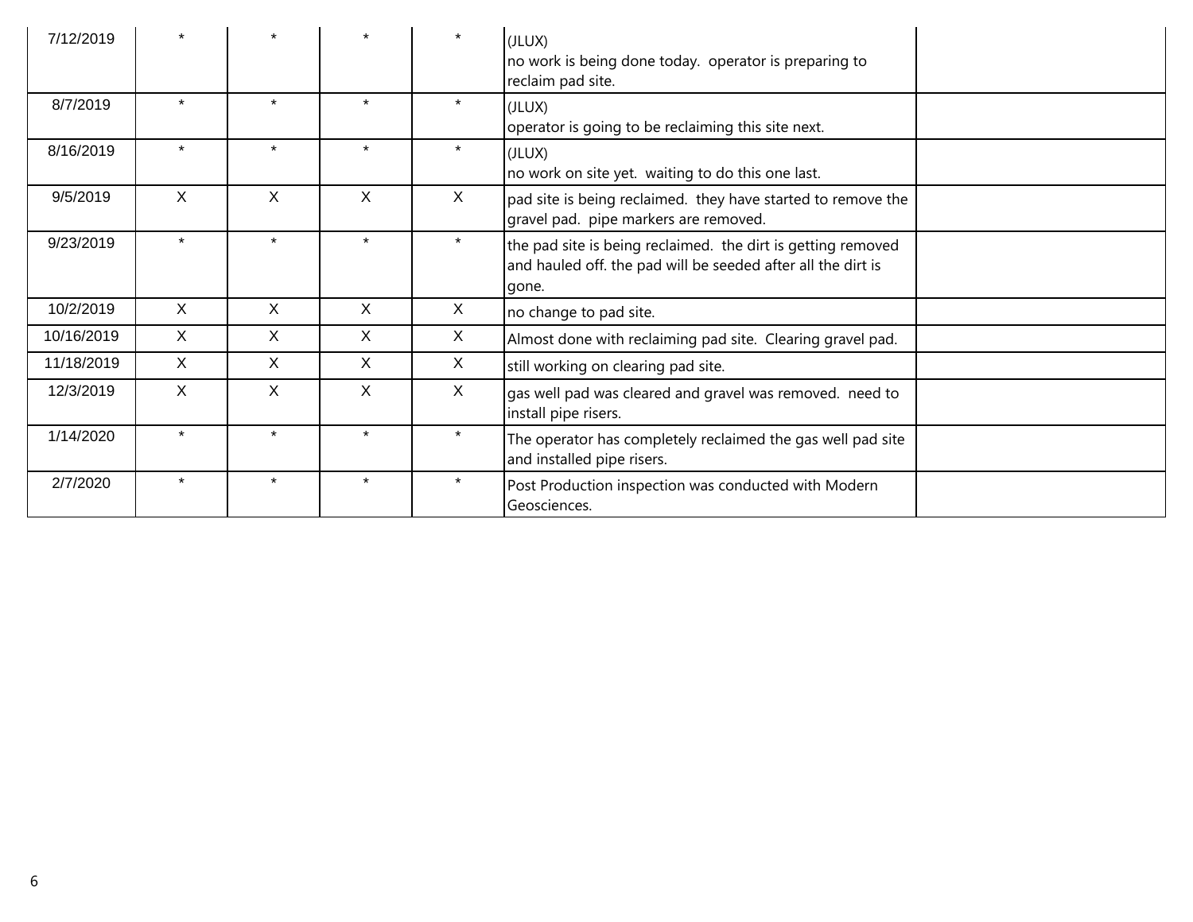| | | | | | | |
|---|---|---|---|---|---|---|
| 7/12/2019 | * | * | * | * | (JLUX)<br>no work is being done today. operator is preparing to reclaim pad site. | |
| 8/7/2019 | * | * | * | * | (JLUX)<br>operator is going to be reclaiming this site next. | |
| 8/16/2019 | * | * | * | * | (JLUX)<br>no work on site yet. waiting to do this one last. | |
| 9/5/2019 | X | X | X | X | pad site is being reclaimed. they have started to remove the gravel pad. pipe markers are removed. | |
| 9/23/2019 | * | * | * | * | the pad site is being reclaimed. the dirt is getting removed and hauled off. the pad will be seeded after all the dirt is gone. | |
| 10/2/2019 | X | X | X | X | no change to pad site. | |
| 10/16/2019 | X | X | X | X | Almost done with reclaiming pad site. Clearing gravel pad. | |
| 11/18/2019 | X | X | X | X | still working on clearing pad site. | |
| 12/3/2019 | X | X | X | X | gas well pad was cleared and gravel was removed. need to install pipe risers. | |
| 1/14/2020 | * | * | * | * | The operator has completely reclaimed the gas well pad site and installed pipe risers. | |
| 2/7/2020 | * | * | * | * | Post Production inspection was conducted with Modern Geosciences. | |